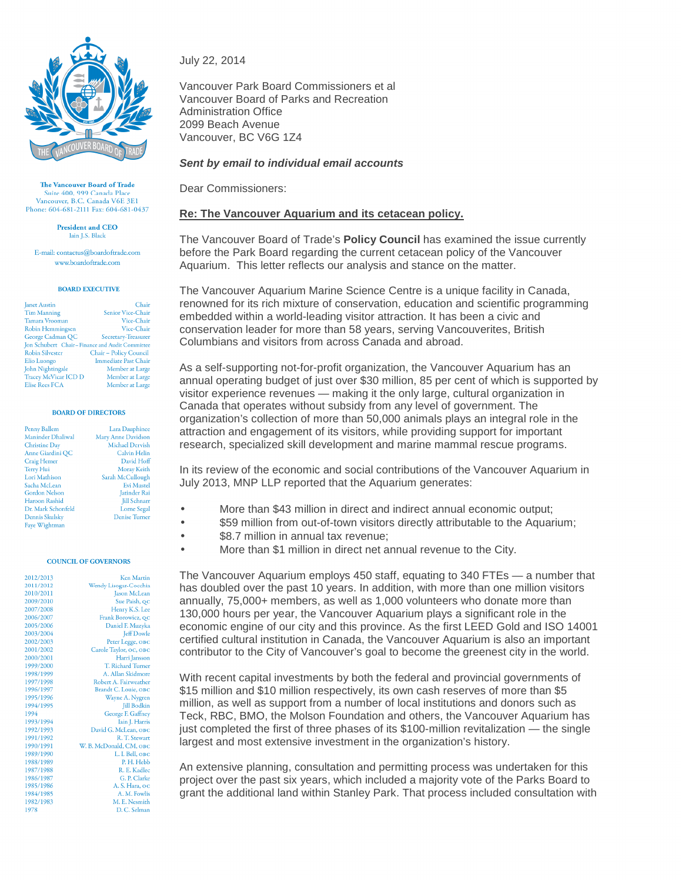The Vancouver Board of Trade
Suite 400, 999 Canada Place
Vancouver, B.C. Canada V6E 3E1
Phone: 604-681-2111 Fax: 604-681-0437

President and CEO
Iain J.S. Black

E-mail: contactus@boardoftrade.com
www.boardoftrade.com

**BOARD EXECUTIVE**

| | |
|---|---|
| Janet Austin | Chair |
| Tim Manning | Senior Vice-Chair |
| Tamara Vrooman | Vice-Chair |
| Robin Hemmingsen | Vice-Chair |
| George Cadman QC | Secretary-Treasurer |
| Jon Schubert | Chair – Finance and Audit Committee |
| Robin Silvester | Chair – Policy Council |
| Elio Luongo | Immediate Past Chair |
| John Nightingale | Member at Large |
| Tracey McVicar ICD D | Member at Large |
| Elise Rees FCA | Member at Large |

**BOARD OF DIRECTORS**

| | |
|---|---|
| Penny Ballem | Lara Dauphinee |
| Maninder Dhaliwal | Mary Anne Davidson |
| Christine Day | Michael Dervish |
| Anne Giardini QC | Calvin Helin |
| Craig Hemer | David Hoff |
| Terry Hui | Moray Keith |
| Lori Mathison | Sarah McCullough |
| Sacha McLean | Evi Mustel |
| Gordon Nelson | Jatinder Rai |
| Haroon Rashid | Jill Schnarr |
| Dr. Mark Schonfeld | Lorne Segal |
| Dennis Skulsky | Denise Turner |
| Faye Wightman | |

**COUNCIL OF GOVERNORS**

| | |
|---|---|
| 2012/2013 | Ken Martin |
| 2011/2012 | Wendy Lisogar-Cocchia |
| 2010/2011 | Jason McLean |
| 2009/2010 | Sue Paish, QC |
| 2007/2008 | Henry K.S. Lee |
| 2006/2007 | Frank Borowicz, QC |
| 2005/2006 | Daniel F. Muzyka |
| 2003/2004 | Jeff Dowle |
| 2002/2003 | Peter Legge, OBC |
| 2001/2002 | Carole Taylor, OC, OBC |
| 2000/2001 | Harri Jansson |
| 1999/2000 | T. Richard Turner |
| 1998/1999 | A. Allan Skidmore |
| 1997/1998 | Robert A. Fairweather |
| 1996/1997 | Brandt C. Louie, OBC |
| 1995/1996 | Wayne A. Nygren |
| 1994/1995 | Jill Bodkin |
| 1994 | George F. Gaffney |
| 1993/1994 | Iain J. Harris |
| 1992/1993 | David G. McLean, OBC |
| 1991/1992 | R. T. Stewart |
| 1990/1991 | W. B. McDonald, CM, OBC |
| 1989/1990 | L. I. Bell, OBC |
| 1988/1989 | P. H. Hebb |
| 1987/1988 | R. E. Kadlec |
| 1986/1987 | G. P. Clarke |
| 1985/1986 | A. S. Hara, OC |
| 1984/1985 | A. M. Fowlis |
| 1982/1983 | M. E. Nesmith |
| 1978 | D. C. Selman |

July 22, 2014

Vancouver Park Board Commissioners et al
Vancouver Board of Parks and Recreation
Administration Office
2099 Beach Avenue
Vancouver, BC V6G 1Z4

***Sent by email to individual email accounts***

Dear Commissioners:

**Re: The Vancouver Aquarium and its cetacean policy.**

The Vancouver Board of Trade's **Policy Council** has examined the issue currently before the Park Board regarding the current cetacean policy of the Vancouver Aquarium. This letter reflects our analysis and stance on the matter.

The Vancouver Aquarium Marine Science Centre is a unique facility in Canada, renowned for its rich mixture of conservation, education and scientific programming embedded within a world-leading visitor attraction. It has been a civic and conservation leader for more than 58 years, serving Vancouverites, British Columbians and visitors from across Canada and abroad.

As a self-supporting not-for-profit organization, the Vancouver Aquarium has an annual operating budget of just over $30 million, 85 per cent of which is supported by visitor experience revenues — making it the only large, cultural organization in Canada that operates without subsidy from any level of government. The organization's collection of more than 50,000 animals plays an integral role in the attraction and engagement of its visitors, while providing support for important research, specialized skill development and marine mammal rescue programs.

In its review of the economic and social contributions of the Vancouver Aquarium in July 2013, MNP LLP reported that the Aquarium generates:

- More than $43 million in direct and indirect annual economic output;
- $59 million from out-of-town visitors directly attributable to the Aquarium;
- $8.7 million in annual tax revenue;
- More than $1 million in direct net annual revenue to the City.

The Vancouver Aquarium employs 450 staff, equating to 340 FTEs — a number that has doubled over the past 10 years. In addition, with more than one million visitors annually, 75,000+ members, as well as 1,000 volunteers who donate more than 130,000 hours per year, the Vancouver Aquarium plays a significant role in the economic engine of our city and this province. As the first LEED Gold and ISO 14001 certified cultural institution in Canada, the Vancouver Aquarium is also an important contributor to the City of Vancouver's goal to become the greenest city in the world.

With recent capital investments by both the federal and provincial governments of $15 million and $10 million respectively, its own cash reserves of more than $5 million, as well as support from a number of local institutions and donors such as Teck, RBC, BMO, the Molson Foundation and others, the Vancouver Aquarium has just completed the first of three phases of its $100-million revitalization — the single largest and most extensive investment in the organization's history.

An extensive planning, consultation and permitting process was undertaken for this project over the past six years, which included a majority vote of the Parks Board to grant the additional land within Stanley Park. That process included consultation with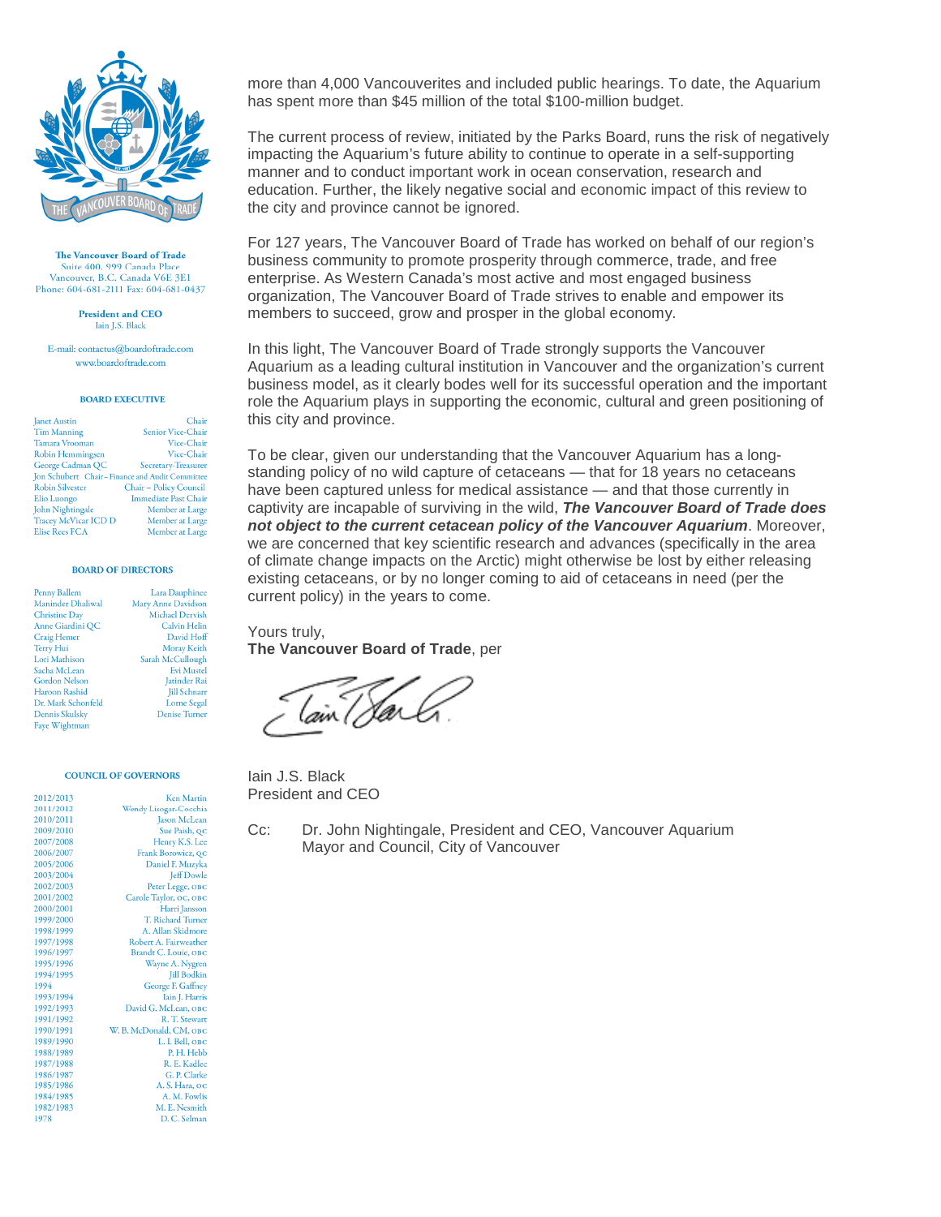The Vancouver Board of Trade
Suite 400, 999 Canada Place
Vancouver, B.C. Canada V6E 3E1
Phone: 604-681-2111 Fax: 604-681-0437

President and CEO
Iain J.S. Black

E-mail: contactus@boardoftrade.com
www.boardoftrade.com

**BOARD EXECUTIVE**

| | |
|---|---|
| Janet Austin | Chair |
| Tim Manning | Senior Vice-Chair |
| Tamara Vrooman | Vice-Chair |
| Robin Hemmingsen | Vice-Chair |
| George Cadman QC | Secretary-Treasurer |
| Jon Schubert | Chair – Finance and Audit Committee |
| Robin Silvester | Chair – Policy Council |
| Elio Luongo | Immediate Past Chair |
| John Nightingale | Member at Large |
| Tracey McVicar ICD D | Member at Large |
| Elise Rees FCA | Member at Large |

**BOARD OF DIRECTORS**

| | |
|---|---|
| Penny Ballem | Lara Dauphinee |
| Maninder Dhaliwal | Mary Anne Davidson |
| Christine Day | Michael Dervish |
| Anne Giardini QC | Calvin Helin |
| Craig Hemer | David Hoff |
| Terry Hui | Moray Keith |
| Lori Mathison | Sarah McCullough |
| Sacha McLean | Evi Mustel |
| Gordon Nelson | Jatinder Rai |
| Haroon Rashid | Jill Schnarr |
| Dr. Mark Schonfeld | Lorne Segal |
| Dennis Skulsky | Denise Turner |
| Faye Wightman | |

**COUNCIL OF GOVERNORS**

| | |
|---|---|
| 2012/2013 | Ken Martin |
| 2011/2012 | Wendy Lisogar-Cocchia |
| 2010/2011 | Jason McLean |
| 2009/2010 | Sue Paish, QC |
| 2007/2008 | Henry K.S. Lee |
| 2006/2007 | Frank Borowicz, QC |
| 2005/2006 | Daniel F. Muzyka |
| 2003/2004 | Jeff Dowle |
| 2002/2003 | Peter Legge, OBC |
| 2001/2002 | Carole Taylor, OC, OBC |
| 2000/2001 | Harri Jansson |
| 1999/2000 | T. Richard Turner |
| 1998/1999 | A. Allan Skidmore |
| 1997/1998 | Robert A. Fairweather |
| 1996/1997 | Brandt C. Louie, OBC |
| 1995/1996 | Wayne A. Nygren |
| 1994/1995 | Jill Bodkin |
| 1994 | George F. Gaffney |
| 1993/1994 | Iain J. Harris |
| 1992/1993 | David G. McLean, OBC |
| 1991/1992 | R. T. Stewart |
| 1990/1991 | W. B. McDonald, CM, OBC |
| 1989/1990 | L. I. Bell, OBC |
| 1988/1989 | P. H. Hebb |
| 1987/1988 | R. E. Kadlec |
| 1986/1987 | G. P. Clarke |
| 1985/1986 | A. S. Hara, OC |
| 1984/1985 | A. M. Fowlis |
| 1982/1983 | M. E. Nesmith |
| 1978 | D. C. Selman |

more than 4,000 Vancouverites and included public hearings. To date, the Aquarium has spent more than $45 million of the total $100-million budget.

The current process of review, initiated by the Parks Board, runs the risk of negatively impacting the Aquarium's future ability to continue to operate in a self-supporting manner and to conduct important work in ocean conservation, research and education. Further, the likely negative social and economic impact of this review to the city and province cannot be ignored.

For 127 years, The Vancouver Board of Trade has worked on behalf of our region's business community to promote prosperity through commerce, trade, and free enterprise. As Western Canada's most active and most engaged business organization, The Vancouver Board of Trade strives to enable and empower its members to succeed, grow and prosper in the global economy.

In this light, The Vancouver Board of Trade strongly supports the Vancouver Aquarium as a leading cultural institution in Vancouver and the organization's current business model, as it clearly bodes well for its successful operation and the important role the Aquarium plays in supporting the economic, cultural and green positioning of this city and province.

To be clear, given our understanding that the Vancouver Aquarium has a long-standing policy of no wild capture of cetaceans — that for 18 years no cetaceans have been captured unless for medical assistance — and that those currently in captivity are incapable of surviving in the wild, ***The Vancouver Board of Trade does not object to the current cetacean policy of the Vancouver Aquarium***. Moreover, we are concerned that key scientific research and advances (specifically in the area of climate change impacts on the Arctic) might otherwise be lost by either releasing existing cetaceans, or by no longer coming to aid of cetaceans in need (per the current policy) in the years to come.

Yours truly,
**The Vancouver Board of Trade**, per

Iain J.S. Black
President and CEO

Cc: Dr. John Nightingale, President and CEO, Vancouver Aquarium
Mayor and Council, City of Vancouver